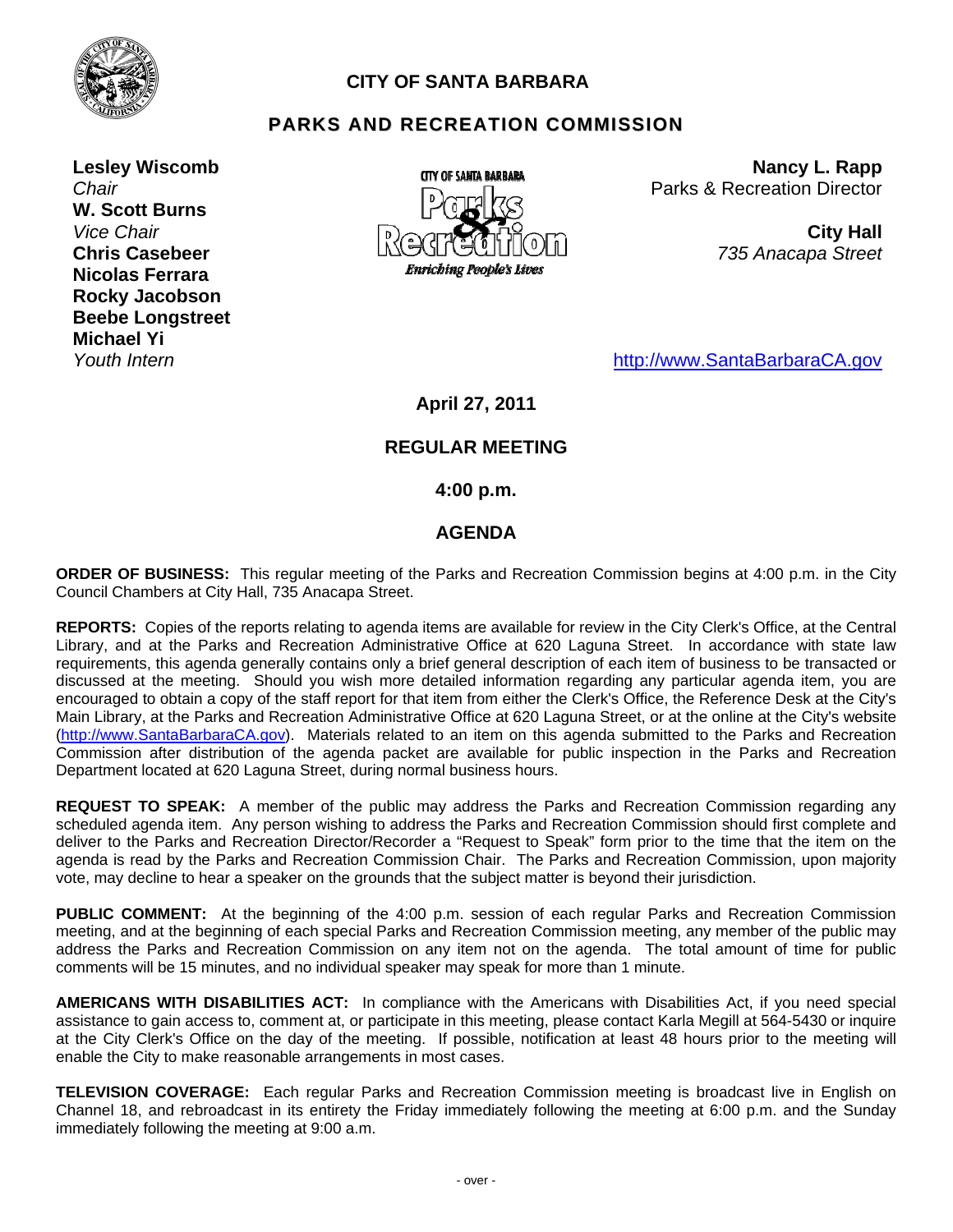# CITY OF SANTA BARBARA

## PARKS AND RECREATION COMMISSION

**Lesley Wiscomb**
*Chair*
**W. Scott Burns**
*Vice Chair*
**Chris Casebeer**
**Nicolas Ferrara**
**Rocky Jacobson**
**Beebe Longstreet**
**Michael Yi**
*Youth Intern*

CITY OF SANTA BARBARA
Parks & Recreation
*Enriching People's Lives*

**Nancy L. Rapp**
Parks & Recreation Director

**City Hall**
*735 Anacapa Street*

http://www.SantaBarbaraCA.gov

**April 27, 2011**

**REGULAR MEETING**

**4:00 p.m.**

**AGENDA**

**ORDER OF BUSINESS:** This regular meeting of the Parks and Recreation Commission begins at 4:00 p.m. in the City Council Chambers at City Hall, 735 Anacapa Street.

**REPORTS:** Copies of the reports relating to agenda items are available for review in the City Clerk's Office, at the Central Library, and at the Parks and Recreation Administrative Office at 620 Laguna Street. In accordance with state law requirements, this agenda generally contains only a brief general description of each item of business to be transacted or discussed at the meeting. Should you wish more detailed information regarding any particular agenda item, you are encouraged to obtain a copy of the staff report for that item from either the Clerk's Office, the Reference Desk at the City's Main Library, at the Parks and Recreation Administrative Office at 620 Laguna Street, or at the online at the City's website (http://www.SantaBarbaraCA.gov). Materials related to an item on this agenda submitted to the Parks and Recreation Commission after distribution of the agenda packet are available for public inspection in the Parks and Recreation Department located at 620 Laguna Street, during normal business hours.

**REQUEST TO SPEAK:** A member of the public may address the Parks and Recreation Commission regarding any scheduled agenda item. Any person wishing to address the Parks and Recreation Commission should first complete and deliver to the Parks and Recreation Director/Recorder a "Request to Speak" form prior to the time that the item on the agenda is read by the Parks and Recreation Commission Chair. The Parks and Recreation Commission, upon majority vote, may decline to hear a speaker on the grounds that the subject matter is beyond their jurisdiction.

**PUBLIC COMMENT:** At the beginning of the 4:00 p.m. session of each regular Parks and Recreation Commission meeting, and at the beginning of each special Parks and Recreation Commission meeting, any member of the public may address the Parks and Recreation Commission on any item not on the agenda. The total amount of time for public comments will be 15 minutes, and no individual speaker may speak for more than 1 minute.

**AMERICANS WITH DISABILITIES ACT:** In compliance with the Americans with Disabilities Act, if you need special assistance to gain access to, comment at, or participate in this meeting, please contact Karla Megill at 564-5430 or inquire at the City Clerk's Office on the day of the meeting. If possible, notification at least 48 hours prior to the meeting will enable the City to make reasonable arrangements in most cases.

**TELEVISION COVERAGE:** Each regular Parks and Recreation Commission meeting is broadcast live in English on Channel 18, and rebroadcast in its entirety the Friday immediately following the meeting at 6:00 p.m. and the Sunday immediately following the meeting at 9:00 a.m.

- over -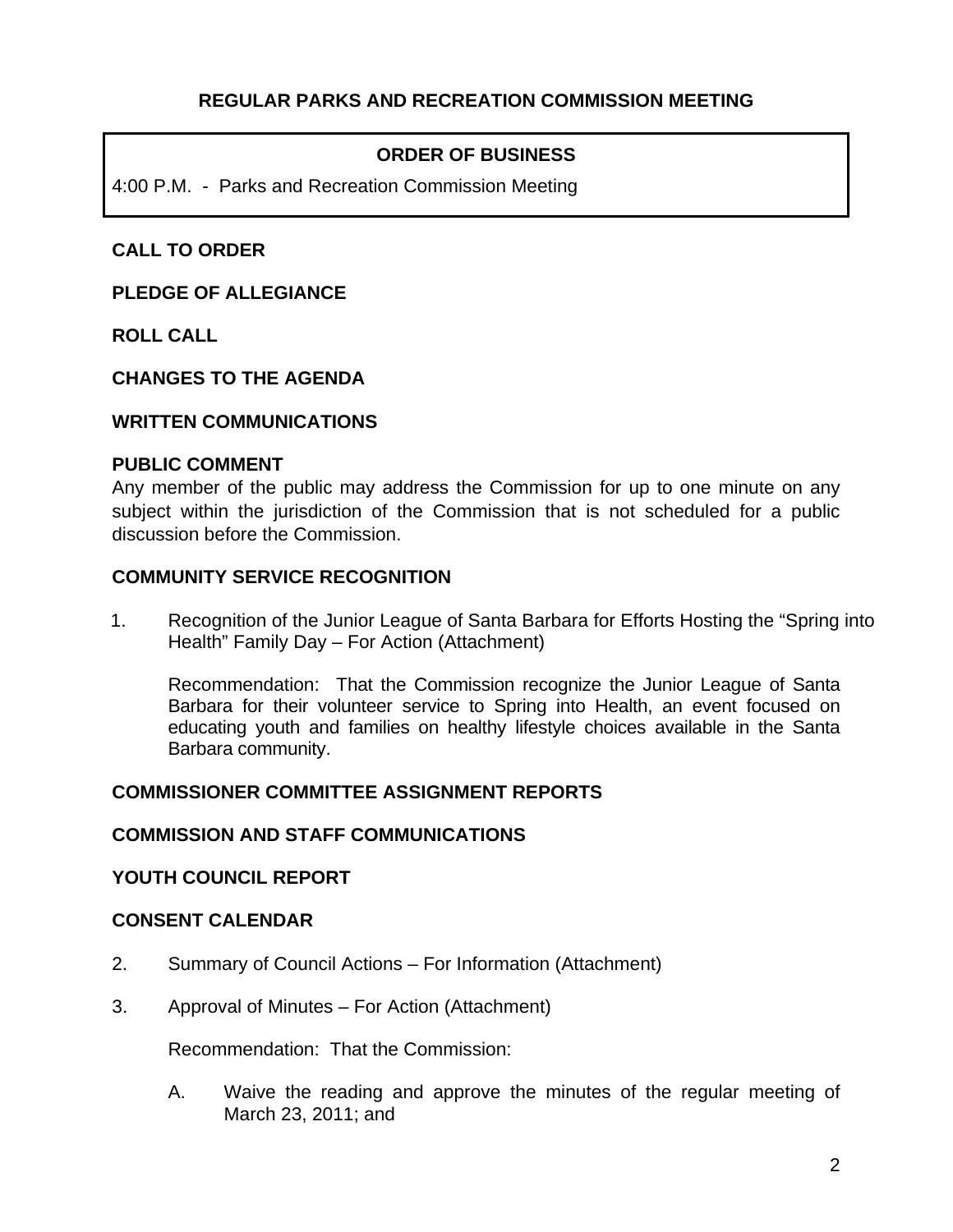# REGULAR PARKS AND RECREATION COMMISSION MEETING

## ORDER OF BUSINESS

4:00 P.M. - Parks and Recreation Commission Meeting

**CALL TO ORDER**

**PLEDGE OF ALLEGIANCE**

**ROLL CALL**

**CHANGES TO THE AGENDA**

**WRITTEN COMMUNICATIONS**

**PUBLIC COMMENT**

Any member of the public may address the Commission for up to one minute on any subject within the jurisdiction of the Commission that is not scheduled for a public discussion before the Commission.

**COMMUNITY SERVICE RECOGNITION**

1. Recognition of the Junior League of Santa Barbara for Efforts Hosting the "Spring into Health" Family Day – For Action (Attachment)

   Recommendation: That the Commission recognize the Junior League of Santa Barbara for their volunteer service to Spring into Health, an event focused on educating youth and families on healthy lifestyle choices available in the Santa Barbara community.

**COMMISSIONER COMMITTEE ASSIGNMENT REPORTS**

**COMMISSION AND STAFF COMMUNICATIONS**

**YOUTH COUNCIL REPORT**

**CONSENT CALENDAR**

2. Summary of Council Actions – For Information (Attachment)

3. Approval of Minutes – For Action (Attachment)

   Recommendation: That the Commission:

   A. Waive the reading and approve the minutes of the regular meeting of March 23, 2011; and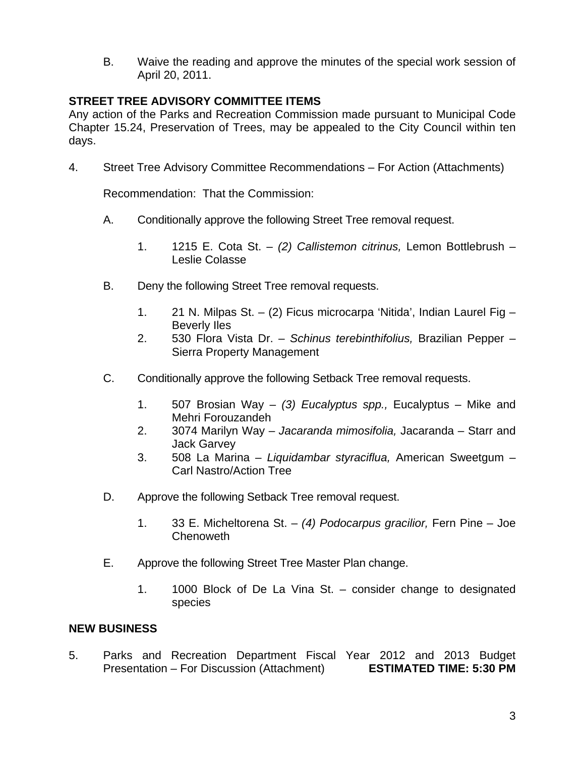B. Waive the reading and approve the minutes of the special work session of April 20, 2011.

## STREET TREE ADVISORY COMMITTEE ITEMS

Any action of the Parks and Recreation Commission made pursuant to Municipal Code Chapter 15.24, Preservation of Trees, may be appealed to the City Council within ten days.

4. Street Tree Advisory Committee Recommendations – For Action (Attachments)

   Recommendation: That the Commission:

   A. Conditionally approve the following Street Tree removal request.

      1. 1215 E. Cota St. – *(2) Callistemon citrinus,* Lemon Bottlebrush – Leslie Colasse

   B. Deny the following Street Tree removal requests.

      1. 21 N. Milpas St. – (2) Ficus microcarpa 'Nitida', Indian Laurel Fig – Beverly Iles
      2. 530 Flora Vista Dr. – *Schinus terebinthifolius,* Brazilian Pepper – Sierra Property Management

   C. Conditionally approve the following Setback Tree removal requests.

      1. 507 Brosian Way – *(3) Eucalyptus spp.,* Eucalyptus – Mike and Mehri Forouzandeh
      2. 3074 Marilyn Way – *Jacaranda mimosifolia,* Jacaranda – Starr and Jack Garvey
      3. 508 La Marina – *Liquidambar styraciflua,* American Sweetgum – Carl Nastro/Action Tree

   D. Approve the following Setback Tree removal request.

      1. 33 E. Micheltorena St. – *(4) Podocarpus gracilior,* Fern Pine – Joe Chenoweth

   E. Approve the following Street Tree Master Plan change.

      1. 1000 Block of De La Vina St. – consider change to designated species

## NEW BUSINESS

5. Parks and Recreation Department Fiscal Year 2012 and 2013 Budget Presentation – For Discussion (Attachment) **ESTIMATED TIME: 5:30 PM**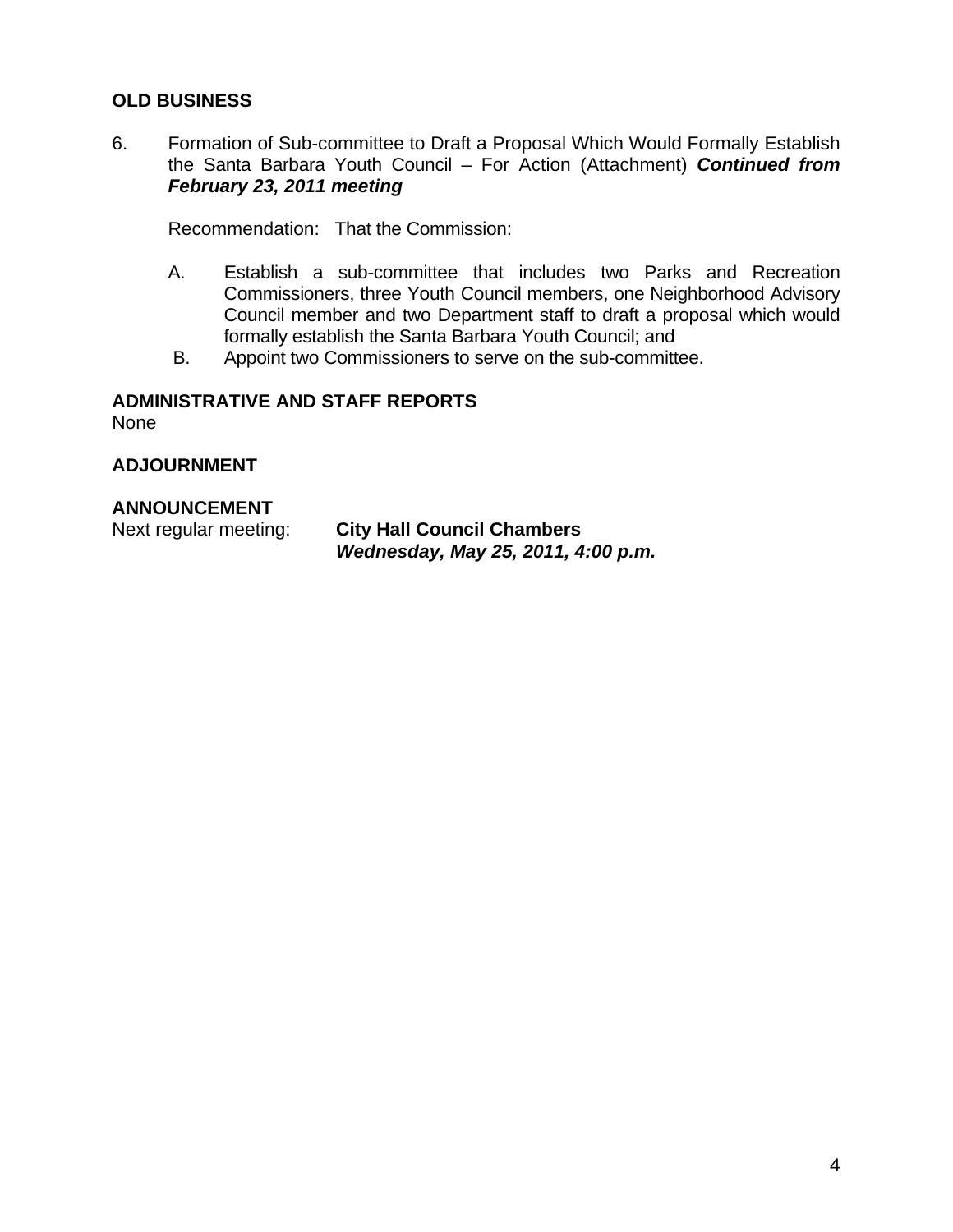## OLD BUSINESS

6. Formation of Sub-committee to Draft a Proposal Which Would Formally Establish the Santa Barbara Youth Council – For Action (Attachment) ***Continued from February 23, 2011 meeting***

   Recommendation: That the Commission:

   A. Establish a sub-committee that includes two Parks and Recreation Commissioners, three Youth Council members, one Neighborhood Advisory Council member and two Department staff to draft a proposal which would formally establish the Santa Barbara Youth Council; and
   B. Appoint two Commissioners to serve on the sub-committee.

## ADMINISTRATIVE AND STAFF REPORTS

None

## ADJOURNMENT

## ANNOUNCEMENT

Next regular meeting: **City Hall Council Chambers**
***Wednesday, May 25, 2011, 4:00 p.m.***